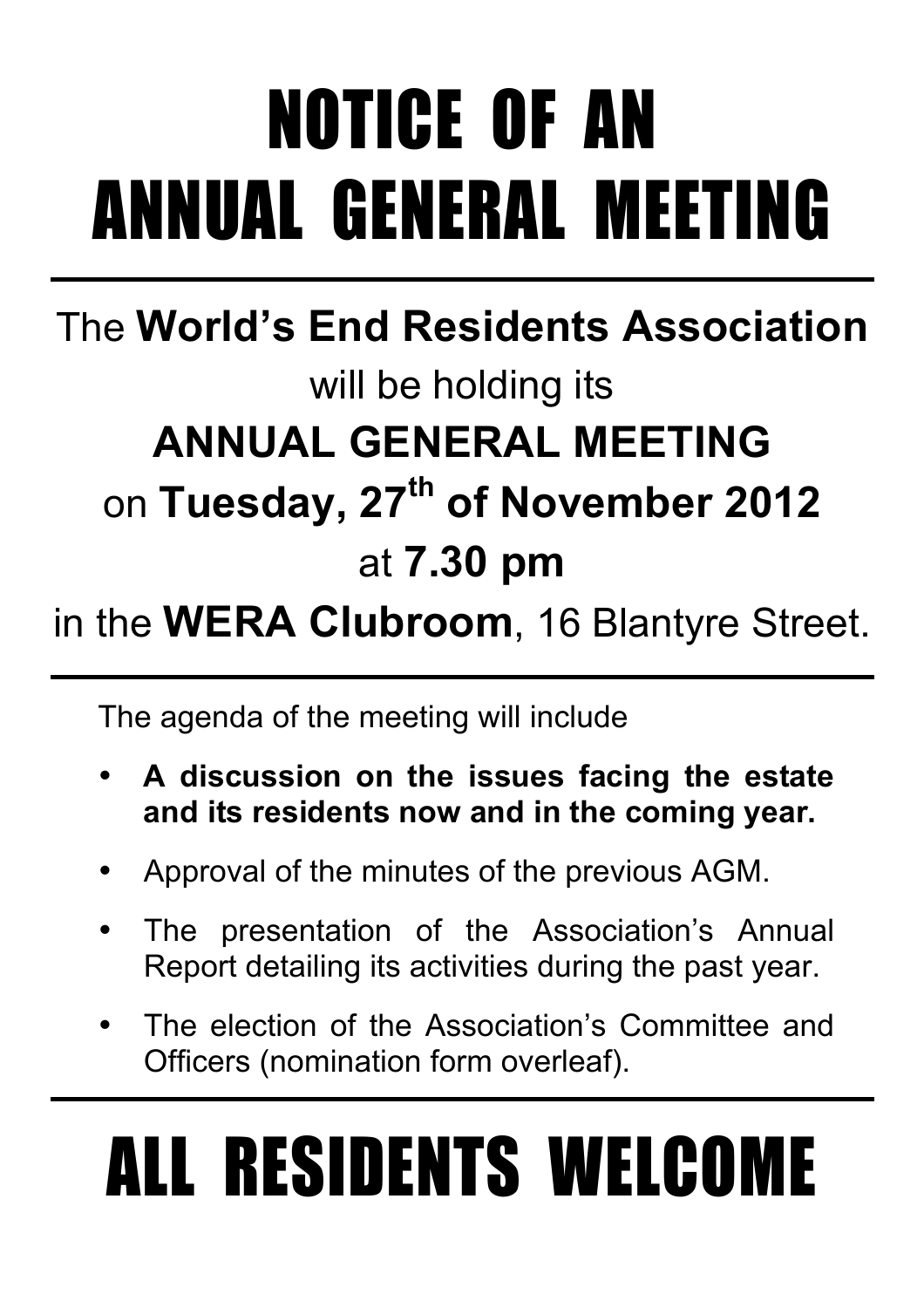# NOTICE OF AN ANNUAL GENERAL MEETING

---

The **World's End Residents Association**

will be holding its

**ANNUAL GENERAL MEETING**

on **Tuesday, 27th of November 2012**

at **7.30 pm**

in the **WERA Clubroom**, 16 Blantyre Street.

---

The agenda of the meeting will include

- **A discussion on the issues facing the estate and its residents now and in the coming year.**
- Approval of the minutes of the previous AGM.
- The presentation of the Association's Annual Report detailing its activities during the past year.
- The election of the Association's Committee and Officers (nomination form overleaf).

---

# ALL RESIDENTS WELCOME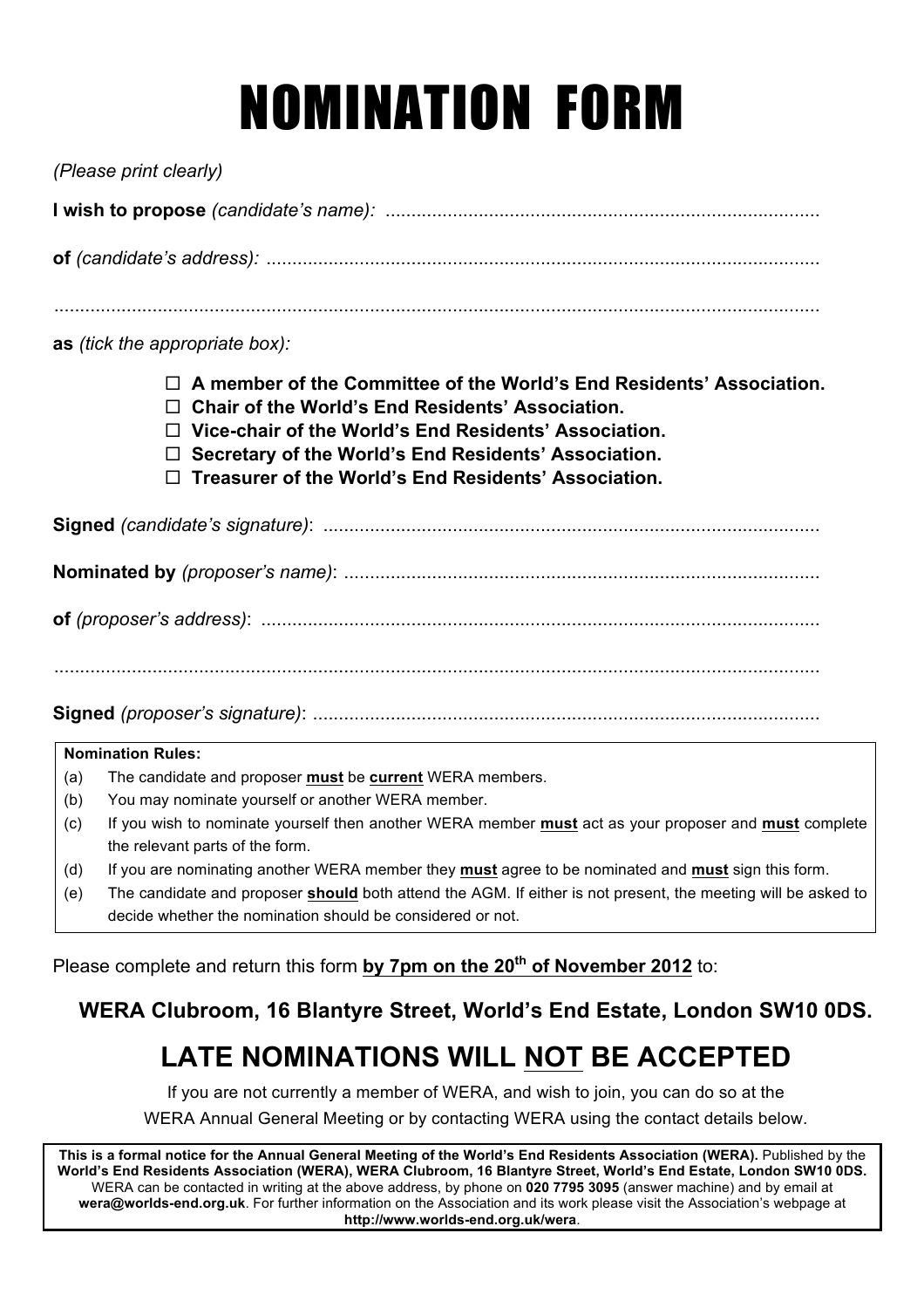# NOMINATION FORM

*(Please print clearly)*

**I wish to propose** *(candidate's name):* ....................................................................................

**of** *(candidate's address):* ..........................................................................................................

.........................................................................................................................................................

**as** *(tick the appropriate box):*

- ☐ **A member of the Committee of the World's End Residents' Association.**
- ☐ **Chair of the World's End Residents' Association.**
- ☐ **Vice-chair of the World's End Residents' Association.**
- ☐ **Secretary of the World's End Residents' Association.**
- ☐ **Treasurer of the World's End Residents' Association.**

**Signed** *(candidate's signature)*: ...............................................................................................

**Nominated by** *(proposer's name)*: ...........................................................................................

**of** *(proposer's address)*: ...........................................................................................................

.........................................................................................................................................................

**Signed** *(proposer's signature)*: ..................................................................................................

**Nomination Rules:**

(a) The candidate and proposer **must** be **current** WERA members.

(b) You may nominate yourself or another WERA member.

(c) If you wish to nominate yourself then another WERA member **must** act as your proposer and **must** complete the relevant parts of the form.

(d) If you are nominating another WERA member they **must** agree to be nominated and **must** sign this form.

(e) The candidate and proposer **should** both attend the AGM. If either is not present, the meeting will be asked to decide whether the nomination should be considered or not.

Please complete and return this form **by 7pm on the 20th of November 2012** to:

**WERA Clubroom, 16 Blantyre Street, World's End Estate, London SW10 0DS.**

## LATE NOMINATIONS WILL NOT BE ACCEPTED

If you are not currently a member of WERA, and wish to join, you can do so at the WERA Annual General Meeting or by contacting WERA using the contact details below.

**This is a formal notice for the Annual General Meeting of the World's End Residents Association (WERA).** Published by the **World's End Residents Association (WERA), WERA Clubroom, 16 Blantyre Street, World's End Estate, London SW10 0DS.** WERA can be contacted in writing at the above address, by phone on **020 7795 3095** (answer machine) and by email at **wera@worlds-end.org.uk**. For further information on the Association and its work please visit the Association's webpage at **http://www.worlds-end.org.uk/wera**.